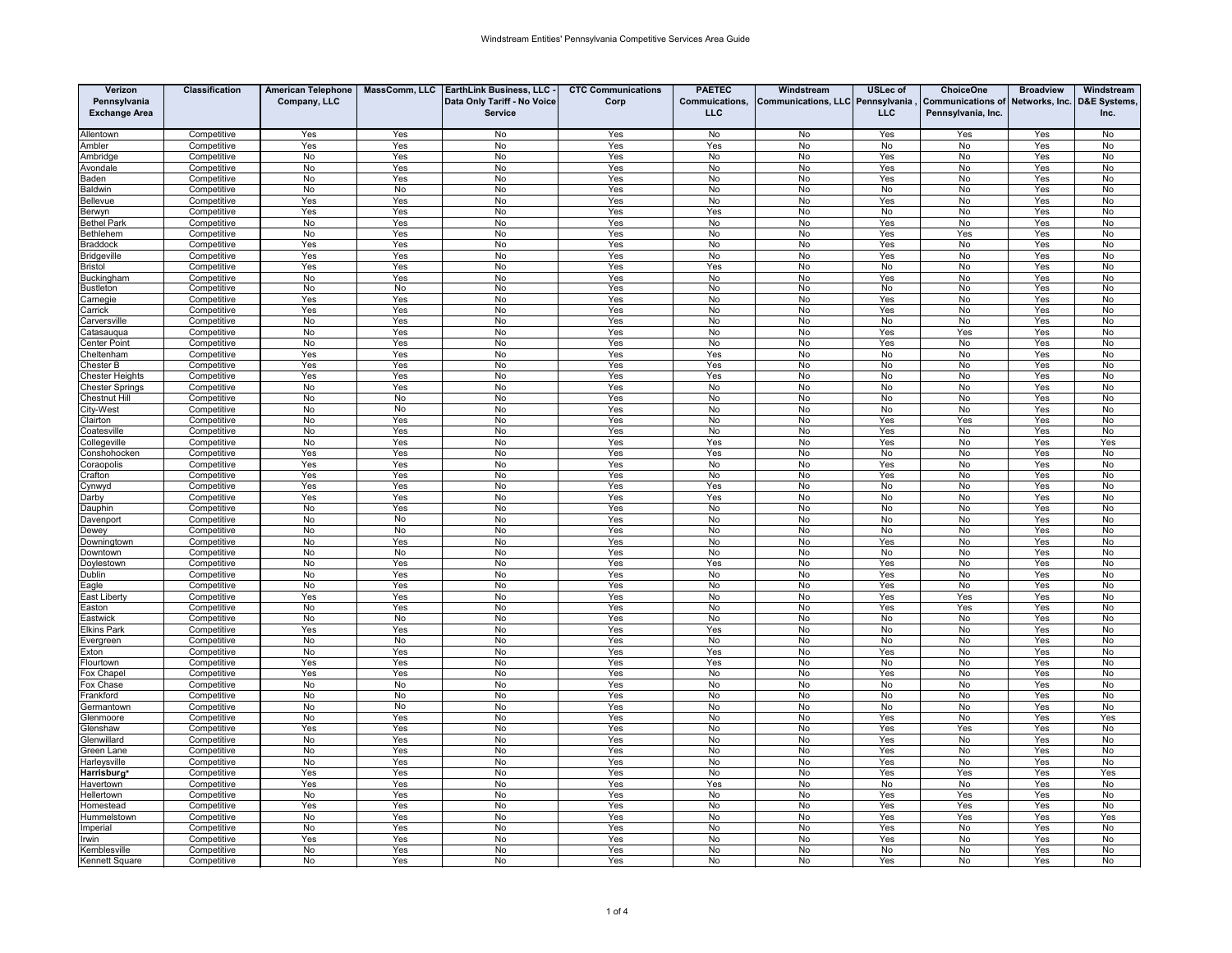# Windstream Entities' Pennsylvania Competitive Services Area Guide

| Verizon Pennsylvania Exchange Area | Classification | American Telephone Company, LLC | MassComm, LLC | EarthLink Business, LLC - Data Only Tariff - No Voice Service | CTC Communications Corp | PAETEC Commuications, LLC | Windstream Communications, LLC | USLec of Pennsylvania, LLC | ChoiceOne Communications of Pennsylvania, Inc. | Broadview Networks, Inc. | Windstream D&E Systems, Inc. |
|---|---|---|---|---|---|---|---|---|---|---|---|
| Allentown | Competitive | Yes | Yes | No | Yes | No | No | Yes | Yes | Yes | No |
| Ambler | Competitive | Yes | Yes | No | Yes | Yes | No | No | No | Yes | No |
| Ambridge | Competitive | No | Yes | No | Yes | No | No | Yes | No | Yes | No |
| Avondale | Competitive | No | Yes | No | Yes | No | No | Yes | No | Yes | No |
| Baden | Competitive | No | Yes | No | Yes | No | No | Yes | No | Yes | No |
| Baldwin | Competitive | No | No | No | Yes | No | No | No | No | Yes | No |
| Bellevue | Competitive | Yes | Yes | No | Yes | No | No | Yes | No | Yes | No |
| Berwyn | Competitive | Yes | Yes | No | Yes | Yes | No | No | No | Yes | No |
| Bethel Park | Competitive | No | Yes | No | Yes | No | No | Yes | No | Yes | No |
| Bethlehem | Competitive | No | Yes | No | Yes | No | No | Yes | Yes | Yes | No |
| Braddock | Competitive | Yes | Yes | No | Yes | No | No | Yes | No | Yes | No |
| Bridgeville | Competitive | Yes | Yes | No | Yes | No | No | Yes | No | Yes | No |
| Bristol | Competitive | Yes | Yes | No | Yes | Yes | No | No | No | Yes | No |
| Buckingham | Competitive | No | Yes | No | Yes | No | No | Yes | No | Yes | No |
| Bustleton | Competitive | No | No | No | Yes | No | No | No | No | Yes | No |
| Carnegie | Competitive | Yes | Yes | No | Yes | No | No | Yes | No | Yes | No |
| Carrick | Competitive | Yes | Yes | No | Yes | No | No | Yes | No | Yes | No |
| Carversville | Competitive | No | Yes | No | Yes | No | No | No | No | Yes | No |
| Catasauqua | Competitive | No | Yes | No | Yes | No | No | Yes | Yes | Yes | No |
| Center Point | Competitive | No | Yes | No | Yes | No | No | Yes | No | Yes | No |
| Cheltenham | Competitive | Yes | Yes | No | Yes | Yes | No | No | No | Yes | No |
| Chester B | Competitive | Yes | Yes | No | Yes | Yes | No | No | No | Yes | No |
| Chester Heights | Competitive | Yes | Yes | No | Yes | Yes | No | No | No | Yes | No |
| Chester Springs | Competitive | No | Yes | No | Yes | No | No | No | No | Yes | No |
| Chestnut Hill | Competitive | No | No | No | Yes | No | No | No | No | Yes | No |
| City-West | Competitive | No | No | No | Yes | No | No | No | No | Yes | No |
| Clairton | Competitive | No | Yes | No | Yes | No | No | Yes | Yes | Yes | No |
| Coatesville | Competitive | No | Yes | No | Yes | No | No | Yes | No | Yes | No |
| Collegeville | Competitive | No | Yes | No | Yes | Yes | No | Yes | No | Yes | Yes |
| Conshohocken | Competitive | Yes | Yes | No | Yes | Yes | No | No | No | Yes | No |
| Coraopolis | Competitive | Yes | Yes | No | Yes | No | No | Yes | No | Yes | No |
| Crafton | Competitive | Yes | Yes | No | Yes | No | No | Yes | No | Yes | No |
| Cynwyd | Competitive | Yes | Yes | No | Yes | Yes | No | No | No | Yes | No |
| Darby | Competitive | Yes | Yes | No | Yes | Yes | No | No | No | Yes | No |
| Dauphin | Competitive | No | Yes | No | Yes | No | No | No | No | Yes | No |
| Davenport | Competitive | No | No | No | Yes | No | No | No | No | Yes | No |
| Dewey | Competitive | No | No | No | Yes | No | No | No | No | Yes | No |
| Downingtown | Competitive | No | Yes | No | Yes | No | No | Yes | No | Yes | No |
| Downtown | Competitive | No | No | No | Yes | No | No | No | No | Yes | No |
| Doylestown | Competitive | No | Yes | No | Yes | Yes | No | Yes | No | Yes | No |
| Dublin | Competitive | No | Yes | No | Yes | No | No | Yes | No | Yes | No |
| Eagle | Competitive | No | Yes | No | Yes | No | No | Yes | No | Yes | No |
| East Liberty | Competitive | Yes | Yes | No | Yes | No | No | Yes | Yes | Yes | No |
| Easton | Competitive | No | Yes | No | Yes | No | No | Yes | Yes | Yes | No |
| Eastwick | Competitive | No | No | No | Yes | No | No | No | No | Yes | No |
| Elkins Park | Competitive | Yes | Yes | No | Yes | Yes | No | No | No | Yes | No |
| Evergreen | Competitive | No | No | No | Yes | No | No | No | No | Yes | No |
| Exton | Competitive | No | Yes | No | Yes | Yes | No | Yes | No | Yes | No |
| Flourtown | Competitive | Yes | Yes | No | Yes | Yes | No | No | No | Yes | No |
| Fox Chapel | Competitive | Yes | Yes | No | Yes | No | No | Yes | No | Yes | No |
| Fox Chase | Competitive | No | No | No | Yes | No | No | No | No | Yes | No |
| Frankford | Competitive | No | No | No | Yes | No | No | No | No | Yes | No |
| Germantown | Competitive | No | No | No | Yes | No | No | No | No | Yes | No |
| Glenmoore | Competitive | No | Yes | No | Yes | No | No | Yes | No | Yes | Yes |
| Glenshaw | Competitive | Yes | Yes | No | Yes | No | No | Yes | Yes | Yes | No |
| Glenwillard | Competitive | No | Yes | No | Yes | No | No | Yes | No | Yes | No |
| Green Lane | Competitive | No | Yes | No | Yes | No | No | Yes | No | Yes | No |
| Harleysville | Competitive | No | Yes | No | Yes | No | No | Yes | No | Yes | No |
| **Harrisburg*** | Competitive | Yes | Yes | No | Yes | No | No | Yes | Yes | Yes | Yes |
| Havertown | Competitive | Yes | Yes | No | Yes | Yes | No | No | No | Yes | No |
| Hellertown | Competitive | No | Yes | No | Yes | No | No | Yes | Yes | Yes | No |
| Homestead | Competitive | Yes | Yes | No | Yes | No | No | Yes | Yes | Yes | No |
| Hummelstown | Competitive | No | Yes | No | Yes | No | No | Yes | Yes | Yes | Yes |
| Imperial | Competitive | No | Yes | No | Yes | No | No | Yes | No | Yes | No |
| Irwin | Competitive | Yes | Yes | No | Yes | No | No | Yes | No | Yes | No |
| Kemblesville | Competitive | No | Yes | No | Yes | No | No | No | No | Yes | No |
| Kennett Square | Competitive | No | Yes | No | Yes | No | No | Yes | No | Yes | No |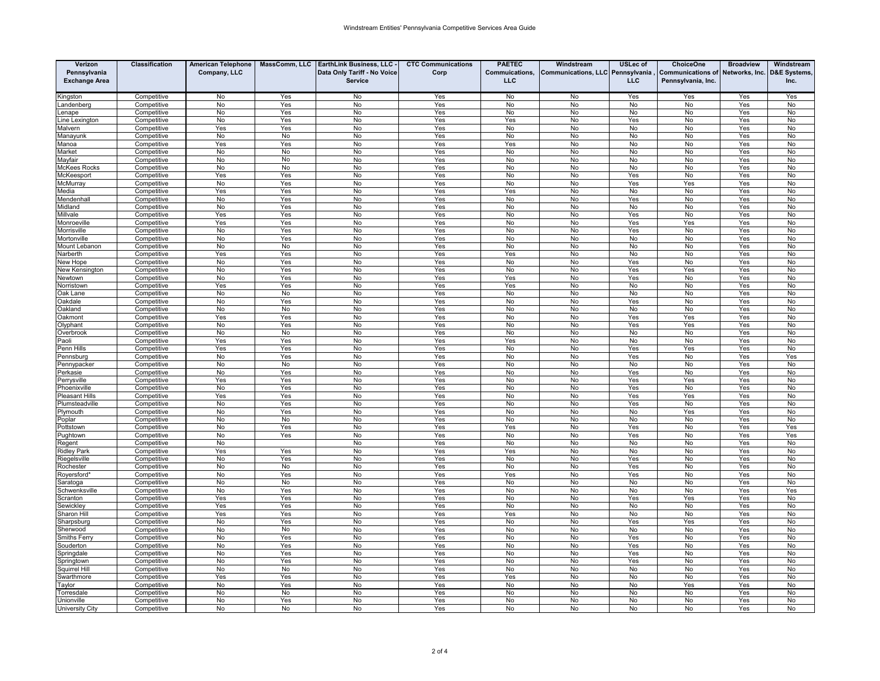| Verizon Pennsylvania Exchange Area | Classification | American Telephone Company, LLC | MassComm, LLC | EarthLink Business, LLC - Data Only Tariff - No Voice Service | CTC Communications Corp | PAETEC Commuications, LLC | Windstream Communications, LLC | USLec of Pennsylvania, LLC | ChoiceOne Communications of Pennsylvania, Inc. | Broadview Networks, Inc. | Windstream D&E Systems, Inc. |
|---|---|---|---|---|---|---|---|---|---|---|---|
| Kingston | Competitive | No | Yes | No | Yes | No | No | Yes | Yes | Yes | Yes |
| Landenberg | Competitive | No | Yes | No | Yes | No | No | No | No | Yes | No |
| Lenape | Competitive | No | Yes | No | Yes | No | No | No | No | Yes | No |
| Line Lexington | Competitive | No | Yes | No | Yes | Yes | No | Yes | No | Yes | No |
| Malvern | Competitive | Yes | Yes | No | Yes | No | No | No | No | Yes | No |
| Manayunk | Competitive | No | No | No | Yes | No | No | No | No | Yes | No |
| Manoa | Competitive | Yes | Yes | No | Yes | Yes | No | No | No | Yes | No |
| Market | Competitive | No | No | No | Yes | No | No | No | No | Yes | No |
| Mayfair | Competitive | No | No | No | Yes | No | No | No | No | Yes | No |
| McKees Rocks | Competitive | No | No | No | Yes | No | No | No | No | Yes | No |
| McKeesport | Competitive | Yes | Yes | No | Yes | No | No | Yes | No | Yes | No |
| McMurray | Competitive | No | Yes | No | Yes | No | No | Yes | Yes | Yes | No |
| Media | Competitive | Yes | Yes | No | Yes | Yes | No | No | No | Yes | No |
| Mendenhall | Competitive | No | Yes | No | Yes | No | No | Yes | No | Yes | No |
| Midland | Competitive | No | Yes | No | Yes | No | No | No | No | Yes | No |
| Millvale | Competitive | Yes | Yes | No | Yes | No | No | Yes | No | Yes | No |
| Monroeville | Competitive | Yes | Yes | No | Yes | No | No | Yes | Yes | Yes | No |
| Morrisville | Competitive | No | Yes | No | Yes | No | No | Yes | No | Yes | No |
| Mortonville | Competitive | No | Yes | No | Yes | No | No | No | No | Yes | No |
| Mount Lebanon | Competitive | No | No | No | Yes | No | No | No | No | Yes | No |
| Narberth | Competitive | Yes | Yes | No | Yes | Yes | No | No | No | Yes | No |
| New Hope | Competitive | No | Yes | No | Yes | No | No | Yes | No | Yes | No |
| New Kensington | Competitive | No | Yes | No | Yes | No | No | Yes | Yes | Yes | No |
| Newtown | Competitive | No | Yes | No | Yes | Yes | No | Yes | No | Yes | No |
| Norristown | Competitive | Yes | Yes | No | Yes | Yes | No | No | No | Yes | No |
| Oak Lane | Competitive | No | No | No | Yes | No | No | No | No | Yes | No |
| Oakdale | Competitive | No | Yes | No | Yes | No | No | Yes | No | Yes | No |
| Oakland | Competitive | No | No | No | Yes | No | No | No | No | Yes | No |
| Oakmont | Competitive | Yes | Yes | No | Yes | No | No | Yes | Yes | Yes | No |
| Olyphant | Competitive | No | Yes | No | Yes | No | No | Yes | Yes | Yes | No |
| Overbrook | Competitive | No | No | No | Yes | No | No | No | No | Yes | No |
| Paoli | Competitive | Yes | Yes | No | Yes | Yes | No | No | No | Yes | No |
| Penn Hills | Competitive | Yes | Yes | No | Yes | No | No | Yes | Yes | Yes | No |
| Pennsburg | Competitive | No | Yes | No | Yes | No | No | Yes | No | Yes | Yes |
| Pennypacker | Competitive | No | No | No | Yes | No | No | No | No | Yes | No |
| Perkasie | Competitive | No | Yes | No | Yes | No | No | Yes | No | Yes | No |
| Perrysville | Competitive | Yes | Yes | No | Yes | No | No | Yes | Yes | Yes | No |
| Phoenixville | Competitive | No | Yes | No | Yes | No | No | Yes | No | Yes | No |
| Pleasant Hills | Competitive | Yes | Yes | No | Yes | No | No | Yes | Yes | Yes | No |
| Plumsteadville | Competitive | No | Yes | No | Yes | No | No | Yes | No | Yes | No |
| Plymouth | Competitive | No | Yes | No | Yes | No | No | No | Yes | Yes | No |
| Poplar | Competitive | No | No | No | Yes | No | No | No | No | Yes | No |
| Pottstown | Competitive | No | Yes | No | Yes | Yes | No | Yes | No | Yes | Yes |
| Pughtown | Competitive | No | Yes | No | Yes | No | No | Yes | No | Yes | Yes |
| Regent | Competitive | No | | No | Yes | No | No | No | No | Yes | No |
| Ridley Park | Competitive | Yes | Yes | No | Yes | Yes | No | No | No | Yes | No |
| Riegelsville | Competitive | No | Yes | No | Yes | No | No | Yes | No | Yes | No |
| Rochester | Competitive | No | No | No | Yes | No | No | Yes | No | Yes | No |
| Royersford* | Competitive | No | Yes | No | Yes | Yes | No | Yes | No | Yes | No |
| Saratoga | Competitive | No | No | No | Yes | No | No | No | No | Yes | No |
| Schwenksville | Competitive | No | Yes | No | Yes | No | No | No | No | Yes | Yes |
| Scranton | Competitive | Yes | Yes | No | Yes | No | No | Yes | Yes | Yes | No |
| Sewickley | Competitive | Yes | Yes | No | Yes | No | No | No | No | Yes | No |
| Sharon Hill | Competitive | Yes | Yes | No | Yes | Yes | No | No | No | Yes | No |
| Sharpsburg | Competitive | No | Yes | No | Yes | No | No | Yes | Yes | Yes | No |
| Sherwood | Competitive | No | No | No | Yes | No | No | No | No | Yes | No |
| Smiths Ferry | Competitive | No | Yes | No | Yes | No | No | Yes | No | Yes | No |
| Souderton | Competitive | No | Yes | No | Yes | No | No | Yes | No | Yes | No |
| Springdale | Competitive | No | Yes | No | Yes | No | No | Yes | No | Yes | No |
| Springtown | Competitive | No | Yes | No | Yes | No | No | Yes | No | Yes | No |
| Squirrel Hill | Competitive | No | No | No | Yes | No | No | No | No | Yes | No |
| Swarthmore | Competitive | Yes | Yes | No | Yes | Yes | No | No | No | Yes | No |
| Taylor | Competitive | No | Yes | No | Yes | No | No | No | Yes | Yes | No |
| Torresdale | Competitive | No | No | No | Yes | No | No | No | No | Yes | No |
| Unionville | Competitive | No | Yes | No | Yes | No | No | No | No | Yes | No |
| University City | Competitive | No | No | No | Yes | No | No | No | No | Yes | No |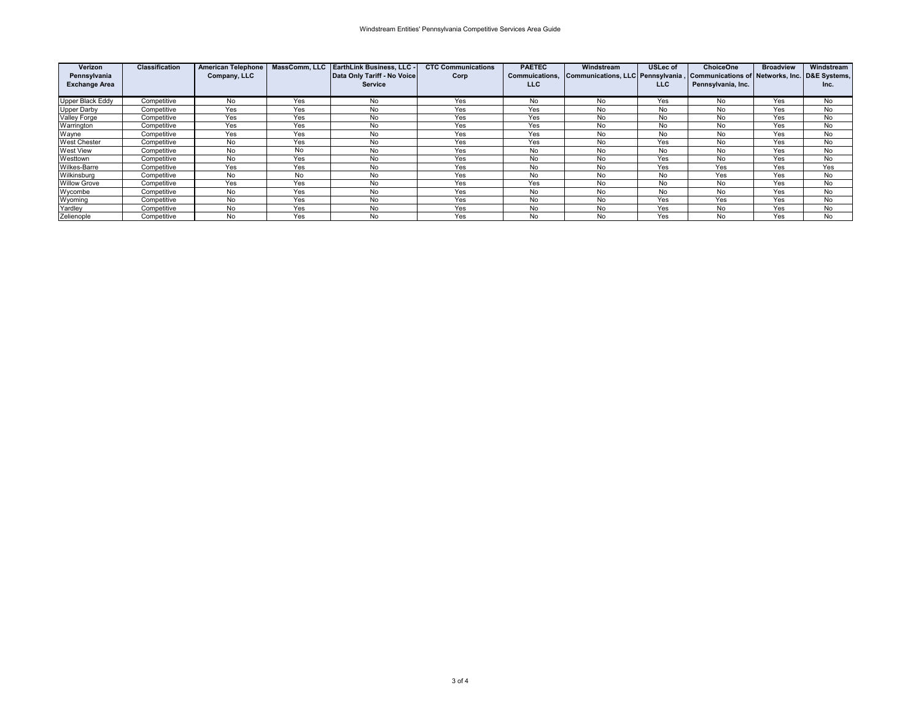Windstream Entities' Pennsylvania Competitive Services Area Guide

| Verizon Pennsylvania Exchange Area | Classification | American Telephone Company, LLC | MassComm, LLC | EarthLink Business, LLC - Data Only Tariff - No Voice Service | CTC Communications Corp | PAETEC Commuications, LLC | Windstream Communications, LLC | USLec of Pennsylvania , LLC | ChoiceOne Communications of Pennsylvania, Inc. | Broadview Networks, Inc. | Windstream D&E Systems, Inc. |
|---|---|---|---|---|---|---|---|---|---|---|---|
| Upper Black Eddy | Competitive | No | Yes | No | Yes | No | No | Yes | No | Yes | No |
| Upper Darby | Competitive | Yes | Yes | No | Yes | Yes | No | No | No | Yes | No |
| Valley Forge | Competitive | Yes | Yes | No | Yes | Yes | No | No | No | Yes | No |
| Warrington | Competitive | Yes | Yes | No | Yes | Yes | No | No | No | Yes | No |
| Wayne | Competitive | Yes | Yes | No | Yes | Yes | No | No | No | Yes | No |
| West Chester | Competitive | No | Yes | No | Yes | Yes | No | Yes | No | Yes | No |
| West View | Competitive | No | No | No | Yes | No | No | No | No | Yes | No |
| Westtown | Competitive | No | Yes | No | Yes | No | No | Yes | No | Yes | No |
| Wilkes-Barre | Competitive | Yes | Yes | No | Yes | No | No | Yes | Yes | Yes | Yes |
| Wilkinsburg | Competitive | No | No | No | Yes | No | No | No | Yes | Yes | No |
| Willow Grove | Competitive | Yes | Yes | No | Yes | Yes | No | No | No | Yes | No |
| Wycombe | Competitive | No | Yes | No | Yes | No | No | No | No | Yes | No |
| Wyoming | Competitive | No | Yes | No | Yes | No | No | Yes | Yes | Yes | No |
| Yardley | Competitive | No | Yes | No | Yes | No | No | Yes | No | Yes | No |
| Zelienople | Competitive | No | Yes | No | Yes | No | No | Yes | No | Yes | No |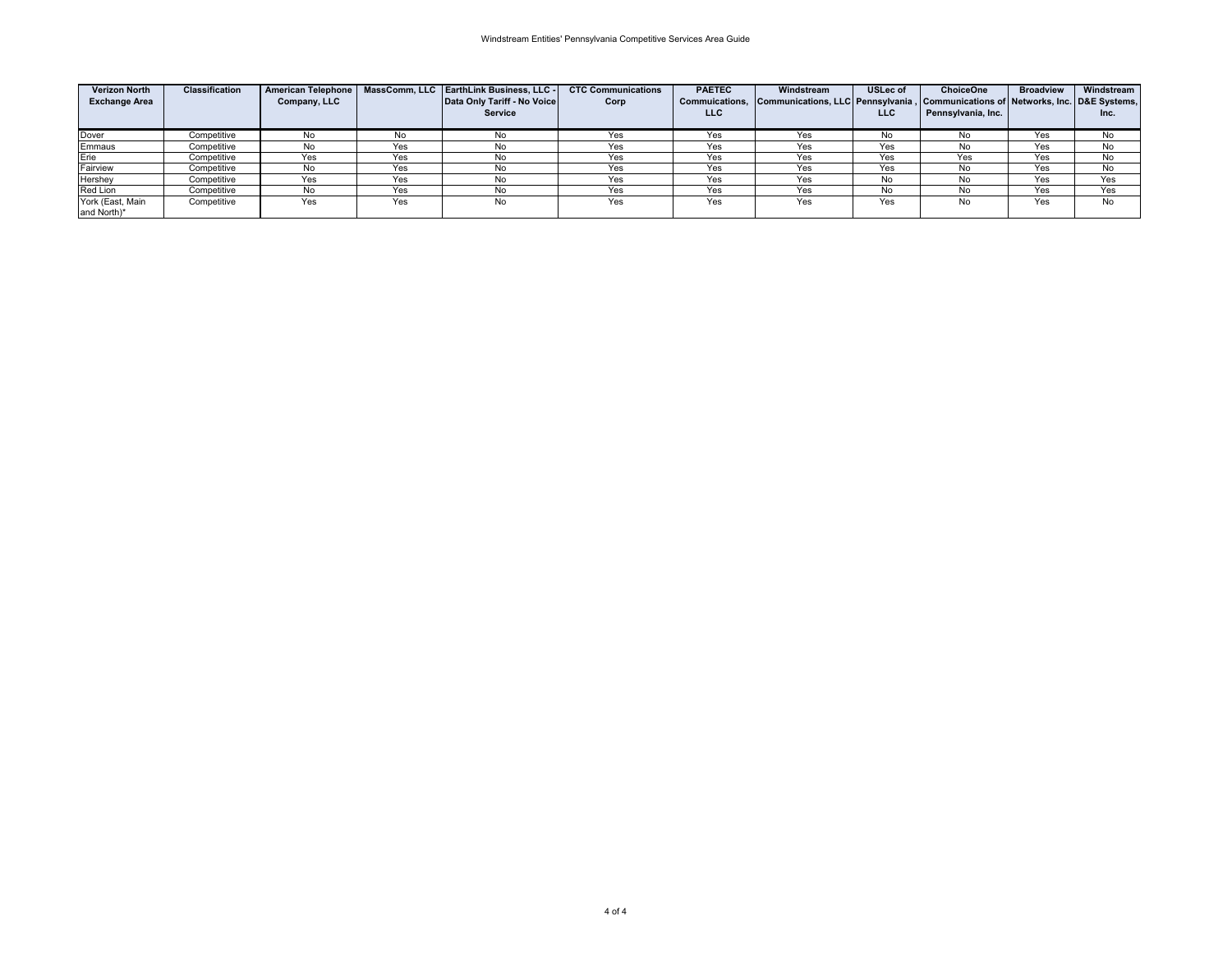| Verizon North Exchange Area | Classification | American Telephone Company, LLC | MassComm, LLC | EarthLink Business, LLC - Data Only Tariff - No Voice Service | CTC Communications Corp | PAETEC Commuications, LLC | Windstream Communications, LLC | USLec of Pennsylvania , LLC | ChoiceOne Communications of Pennsylvania, Inc. | Broadview Networks, Inc. | Windstream D&E Systems, Inc. |
|---|---|---|---|---|---|---|---|---|---|---|---|
| Dover | Competitive | No | No | No | Yes | Yes | Yes | No | No | Yes | No |
| Emmaus | Competitive | No | Yes | No | Yes | Yes | Yes | Yes | No | Yes | No |
| Erie | Competitive | Yes | Yes | No | Yes | Yes | Yes | Yes | Yes | Yes | No |
| Fairview | Competitive | No | Yes | No | Yes | Yes | Yes | Yes | No | Yes | No |
| Hershey | Competitive | Yes | Yes | No | Yes | Yes | Yes | No | No | Yes | Yes |
| Red Lion | Competitive | No | Yes | No | Yes | Yes | Yes | No | No | Yes | Yes |
| York (East, Main and North)* | Competitive | Yes | Yes | No | Yes | Yes | Yes | Yes | No | Yes | No |